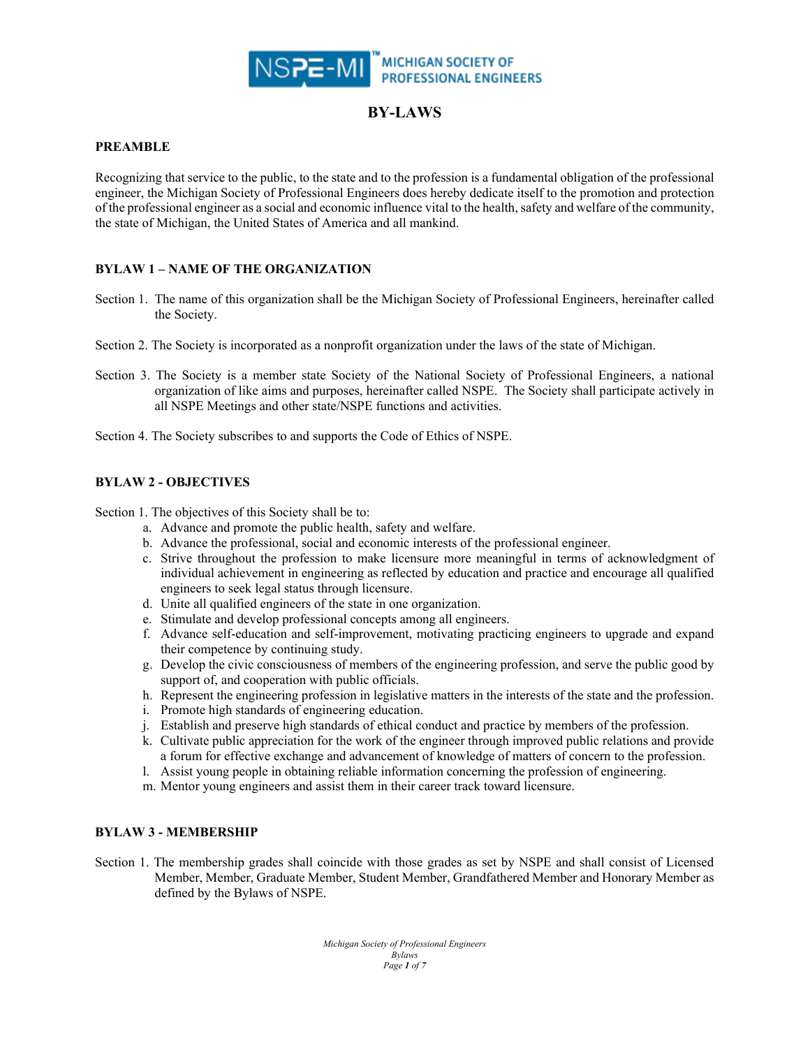NSPE-MI™ MICHIGAN SOCIETY OF PROFESSIONAL ENGINEERS

# BY-LAWS

## PREAMBLE

Recognizing that service to the public, to the state and to the profession is a fundamental obligation of the professional engineer, the Michigan Society of Professional Engineers does hereby dedicate itself to the promotion and protection of the professional engineer as a social and economic influence vital to the health, safety and welfare of the community, the state of Michigan, the United States of America and all mankind.

## BYLAW 1 – NAME OF THE ORGANIZATION

Section 1. The name of this organization shall be the Michigan Society of Professional Engineers, hereinafter called the Society.

Section 2. The Society is incorporated as a nonprofit organization under the laws of the state of Michigan.

Section 3. The Society is a member state Society of the National Society of Professional Engineers, a national organization of like aims and purposes, hereinafter called NSPE. The Society shall participate actively in all NSPE Meetings and other state/NSPE functions and activities.

Section 4. The Society subscribes to and supports the Code of Ethics of NSPE.

## BYLAW 2 - OBJECTIVES

Section 1. The objectives of this Society shall be to:

a. Advance and promote the public health, safety and welfare.
b. Advance the professional, social and economic interests of the professional engineer.
c. Strive throughout the profession to make licensure more meaningful in terms of acknowledgment of individual achievement in engineering as reflected by education and practice and encourage all qualified engineers to seek legal status through licensure.
d. Unite all qualified engineers of the state in one organization.
e. Stimulate and develop professional concepts among all engineers.
f. Advance self-education and self-improvement, motivating practicing engineers to upgrade and expand their competence by continuing study.
g. Develop the civic consciousness of members of the engineering profession, and serve the public good by support of, and cooperation with public officials.
h. Represent the engineering profession in legislative matters in the interests of the state and the profession.
i. Promote high standards of engineering education.
j. Establish and preserve high standards of ethical conduct and practice by members of the profession.
k. Cultivate public appreciation for the work of the engineer through improved public relations and provide a forum for effective exchange and advancement of knowledge of matters of concern to the profession.
l. Assist young people in obtaining reliable information concerning the profession of engineering.
m. Mentor young engineers and assist them in their career track toward licensure.

## BYLAW 3 - MEMBERSHIP

Section 1. The membership grades shall coincide with those grades as set by NSPE and shall consist of Licensed Member, Member, Graduate Member, Student Member, Grandfathered Member and Honorary Member as defined by the Bylaws of NSPE.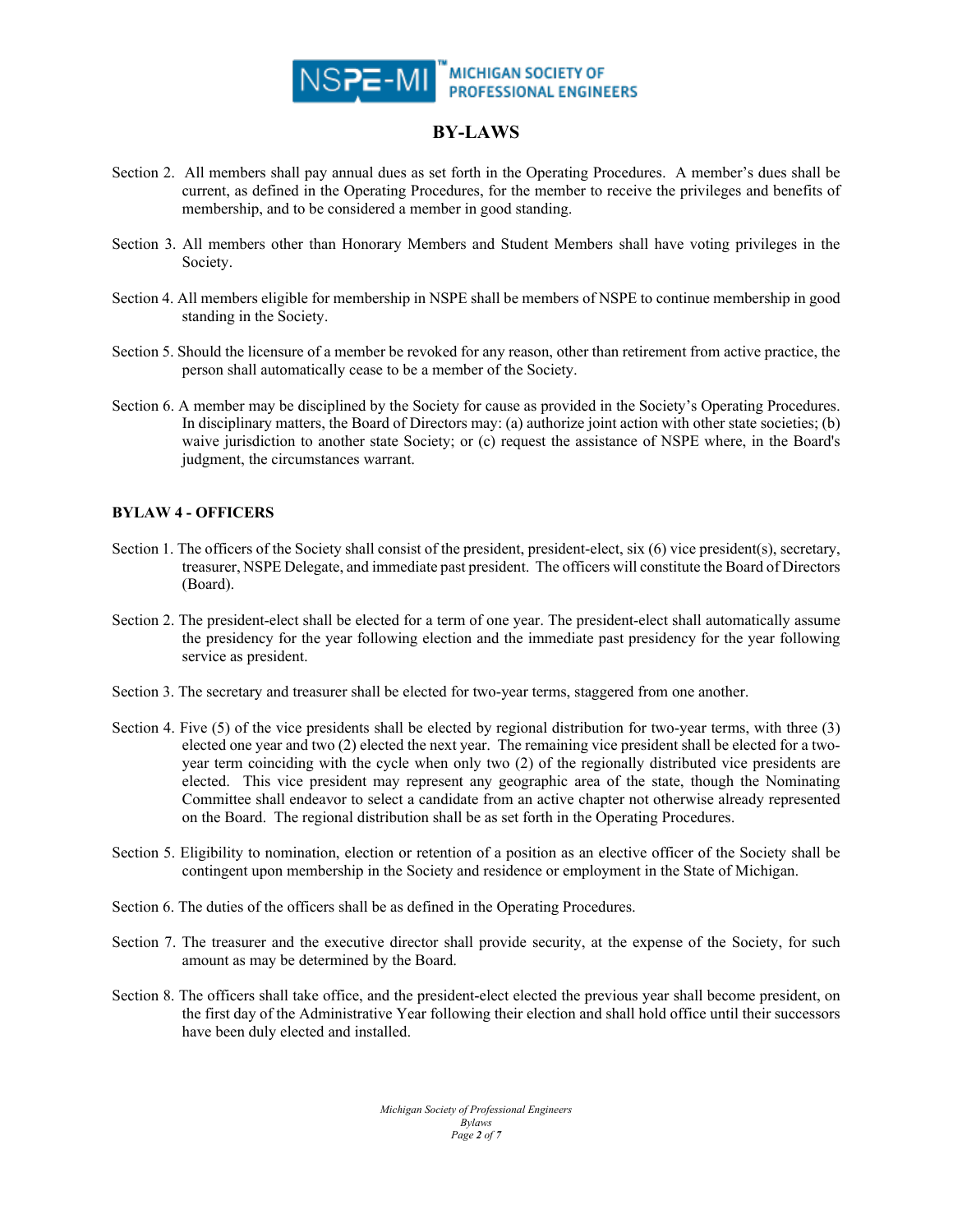# BY-LAWS

Section 2. All members shall pay annual dues as set forth in the Operating Procedures. A member's dues shall be current, as defined in the Operating Procedures, for the member to receive the privileges and benefits of membership, and to be considered a member in good standing.

Section 3. All members other than Honorary Members and Student Members shall have voting privileges in the Society.

Section 4. All members eligible for membership in NSPE shall be members of NSPE to continue membership in good standing in the Society.

Section 5. Should the licensure of a member be revoked for any reason, other than retirement from active practice, the person shall automatically cease to be a member of the Society.

Section 6. A member may be disciplined by the Society for cause as provided in the Society's Operating Procedures. In disciplinary matters, the Board of Directors may: (a) authorize joint action with other state societies; (b) waive jurisdiction to another state Society; or (c) request the assistance of NSPE where, in the Board's judgment, the circumstances warrant.

## BYLAW 4 - OFFICERS

Section 1. The officers of the Society shall consist of the president, president-elect, six (6) vice president(s), secretary, treasurer, NSPE Delegate, and immediate past president. The officers will constitute the Board of Directors (Board).

Section 2. The president-elect shall be elected for a term of one year. The president-elect shall automatically assume the presidency for the year following election and the immediate past presidency for the year following service as president.

Section 3. The secretary and treasurer shall be elected for two-year terms, staggered from one another.

Section 4. Five (5) of the vice presidents shall be elected by regional distribution for two-year terms, with three (3) elected one year and two (2) elected the next year. The remaining vice president shall be elected for a two-year term coinciding with the cycle when only two (2) of the regionally distributed vice presidents are elected. This vice president may represent any geographic area of the state, though the Nominating Committee shall endeavor to select a candidate from an active chapter not otherwise already represented on the Board. The regional distribution shall be as set forth in the Operating Procedures.

Section 5. Eligibility to nomination, election or retention of a position as an elective officer of the Society shall be contingent upon membership in the Society and residence or employment in the State of Michigan.

Section 6. The duties of the officers shall be as defined in the Operating Procedures.

Section 7. The treasurer and the executive director shall provide security, at the expense of the Society, for such amount as may be determined by the Board.

Section 8. The officers shall take office, and the president-elect elected the previous year shall become president, on the first day of the Administrative Year following their election and shall hold office until their successors have been duly elected and installed.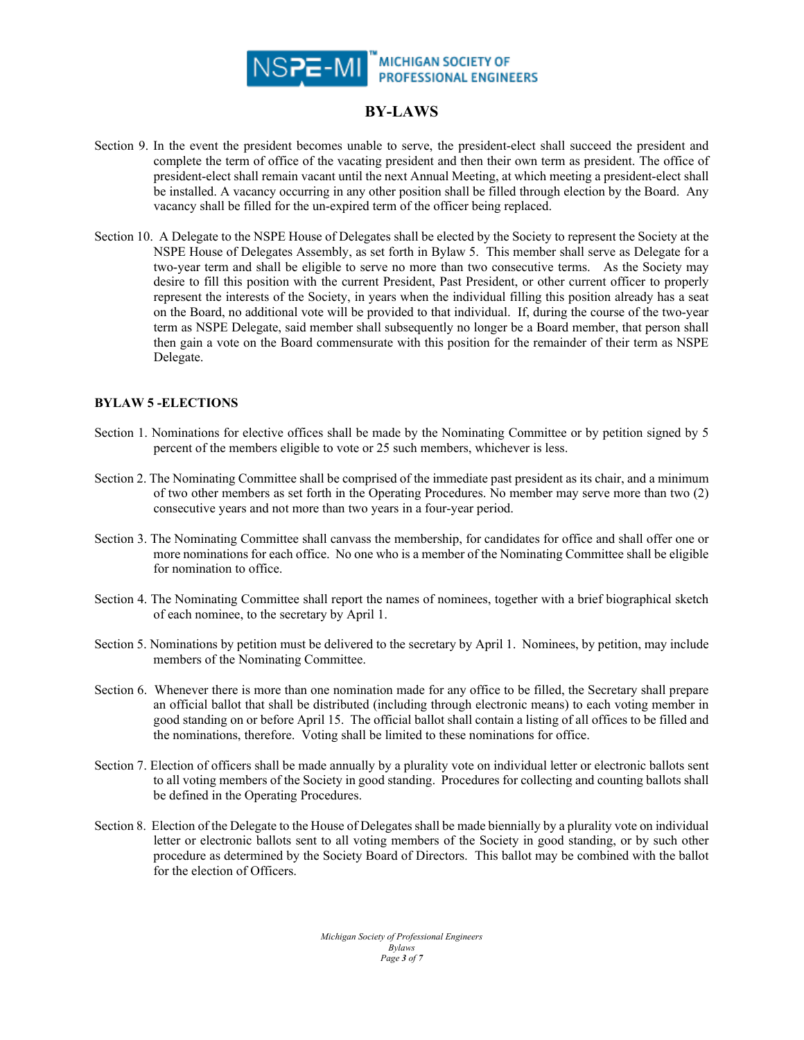## BY-LAWS

Section 9. In the event the president becomes unable to serve, the president-elect shall succeed the president and complete the term of office of the vacating president and then their own term as president. The office of president-elect shall remain vacant until the next Annual Meeting, at which meeting a president-elect shall be installed. A vacancy occurring in any other position shall be filled through election by the Board. Any vacancy shall be filled for the un-expired term of the officer being replaced.

Section 10. A Delegate to the NSPE House of Delegates shall be elected by the Society to represent the Society at the NSPE House of Delegates Assembly, as set forth in Bylaw 5. This member shall serve as Delegate for a two-year term and shall be eligible to serve no more than two consecutive terms. As the Society may desire to fill this position with the current President, Past President, or other current officer to properly represent the interests of the Society, in years when the individual filling this position already has a seat on the Board, no additional vote will be provided to that individual. If, during the course of the two-year term as NSPE Delegate, said member shall subsequently no longer be a Board member, that person shall then gain a vote on the Board commensurate with this position for the remainder of their term as NSPE Delegate.

### BYLAW 5 -ELECTIONS

Section 1. Nominations for elective offices shall be made by the Nominating Committee or by petition signed by 5 percent of the members eligible to vote or 25 such members, whichever is less.

Section 2. The Nominating Committee shall be comprised of the immediate past president as its chair, and a minimum of two other members as set forth in the Operating Procedures. No member may serve more than two (2) consecutive years and not more than two years in a four-year period.

Section 3. The Nominating Committee shall canvass the membership, for candidates for office and shall offer one or more nominations for each office. No one who is a member of the Nominating Committee shall be eligible for nomination to office.

Section 4. The Nominating Committee shall report the names of nominees, together with a brief biographical sketch of each nominee, to the secretary by April 1.

Section 5. Nominations by petition must be delivered to the secretary by April 1. Nominees, by petition, may include members of the Nominating Committee.

Section 6. Whenever there is more than one nomination made for any office to be filled, the Secretary shall prepare an official ballot that shall be distributed (including through electronic means) to each voting member in good standing on or before April 15. The official ballot shall contain a listing of all offices to be filled and the nominations, therefore. Voting shall be limited to these nominations for office.

Section 7. Election of officers shall be made annually by a plurality vote on individual letter or electronic ballots sent to all voting members of the Society in good standing. Procedures for collecting and counting ballots shall be defined in the Operating Procedures.

Section 8. Election of the Delegate to the House of Delegates shall be made biennially by a plurality vote on individual letter or electronic ballots sent to all voting members of the Society in good standing, or by such other procedure as determined by the Society Board of Directors. This ballot may be combined with the ballot for the election of Officers.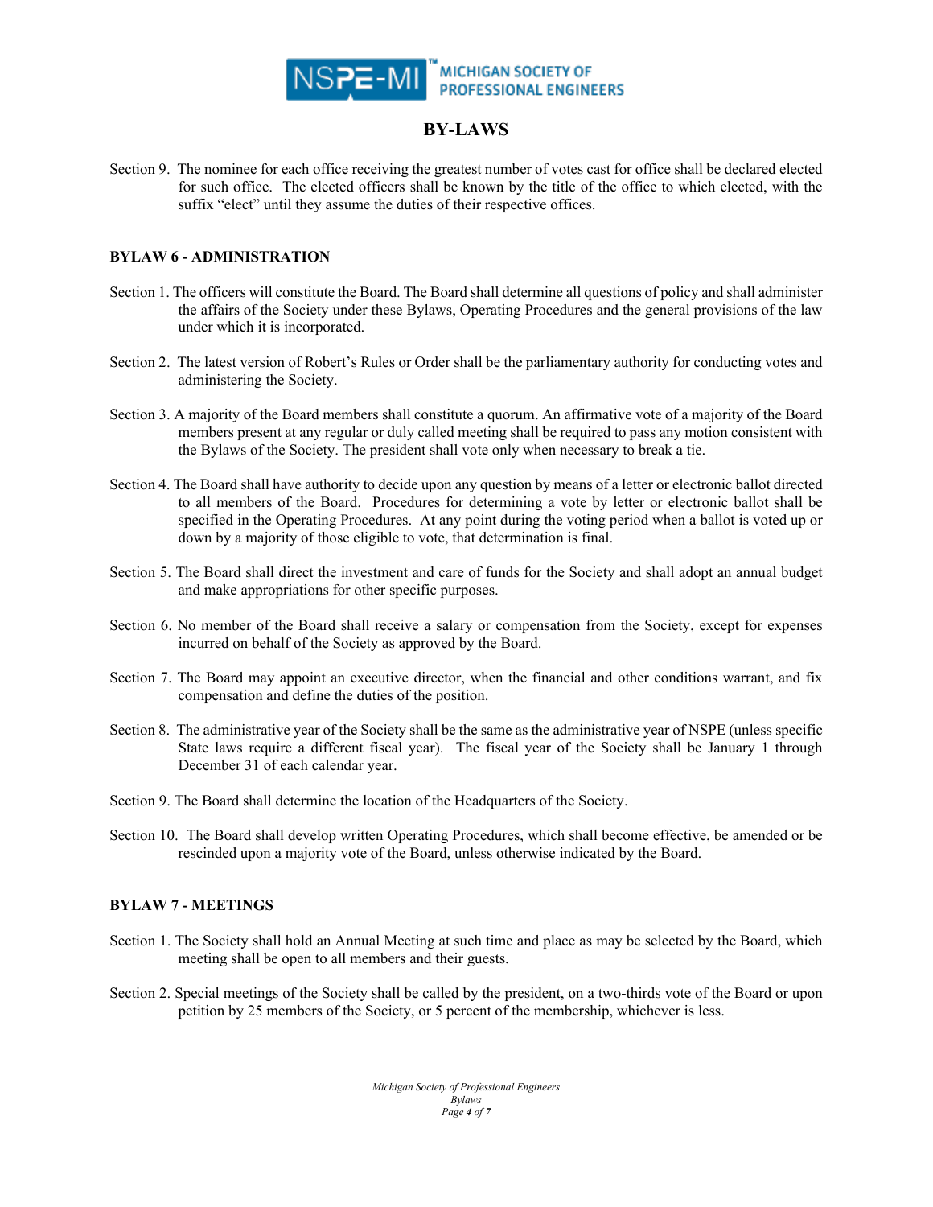Section 9. The nominee for each office receiving the greatest number of votes cast for office shall be declared elected for such office. The elected officers shall be known by the title of the office to which elected, with the suffix "elect" until they assume the duties of their respective offices.

## BYLAW 6 - ADMINISTRATION

Section 1. The officers will constitute the Board. The Board shall determine all questions of policy and shall administer the affairs of the Society under these Bylaws, Operating Procedures and the general provisions of the law under which it is incorporated.

Section 2. The latest version of Robert's Rules or Order shall be the parliamentary authority for conducting votes and administering the Society.

Section 3. A majority of the Board members shall constitute a quorum. An affirmative vote of a majority of the Board members present at any regular or duly called meeting shall be required to pass any motion consistent with the Bylaws of the Society. The president shall vote only when necessary to break a tie.

Section 4. The Board shall have authority to decide upon any question by means of a letter or electronic ballot directed to all members of the Board. Procedures for determining a vote by letter or electronic ballot shall be specified in the Operating Procedures. At any point during the voting period when a ballot is voted up or down by a majority of those eligible to vote, that determination is final.

Section 5. The Board shall direct the investment and care of funds for the Society and shall adopt an annual budget and make appropriations for other specific purposes.

Section 6. No member of the Board shall receive a salary or compensation from the Society, except for expenses incurred on behalf of the Society as approved by the Board.

Section 7. The Board may appoint an executive director, when the financial and other conditions warrant, and fix compensation and define the duties of the position.

Section 8. The administrative year of the Society shall be the same as the administrative year of NSPE (unless specific State laws require a different fiscal year). The fiscal year of the Society shall be January 1 through December 31 of each calendar year.

Section 9. The Board shall determine the location of the Headquarters of the Society.

Section 10. The Board shall develop written Operating Procedures, which shall become effective, be amended or be rescinded upon a majority vote of the Board, unless otherwise indicated by the Board.

## BYLAW 7 - MEETINGS

Section 1. The Society shall hold an Annual Meeting at such time and place as may be selected by the Board, which meeting shall be open to all members and their guests.

Section 2. Special meetings of the Society shall be called by the president, on a two-thirds vote of the Board or upon petition by 25 members of the Society, or 5 percent of the membership, whichever is less.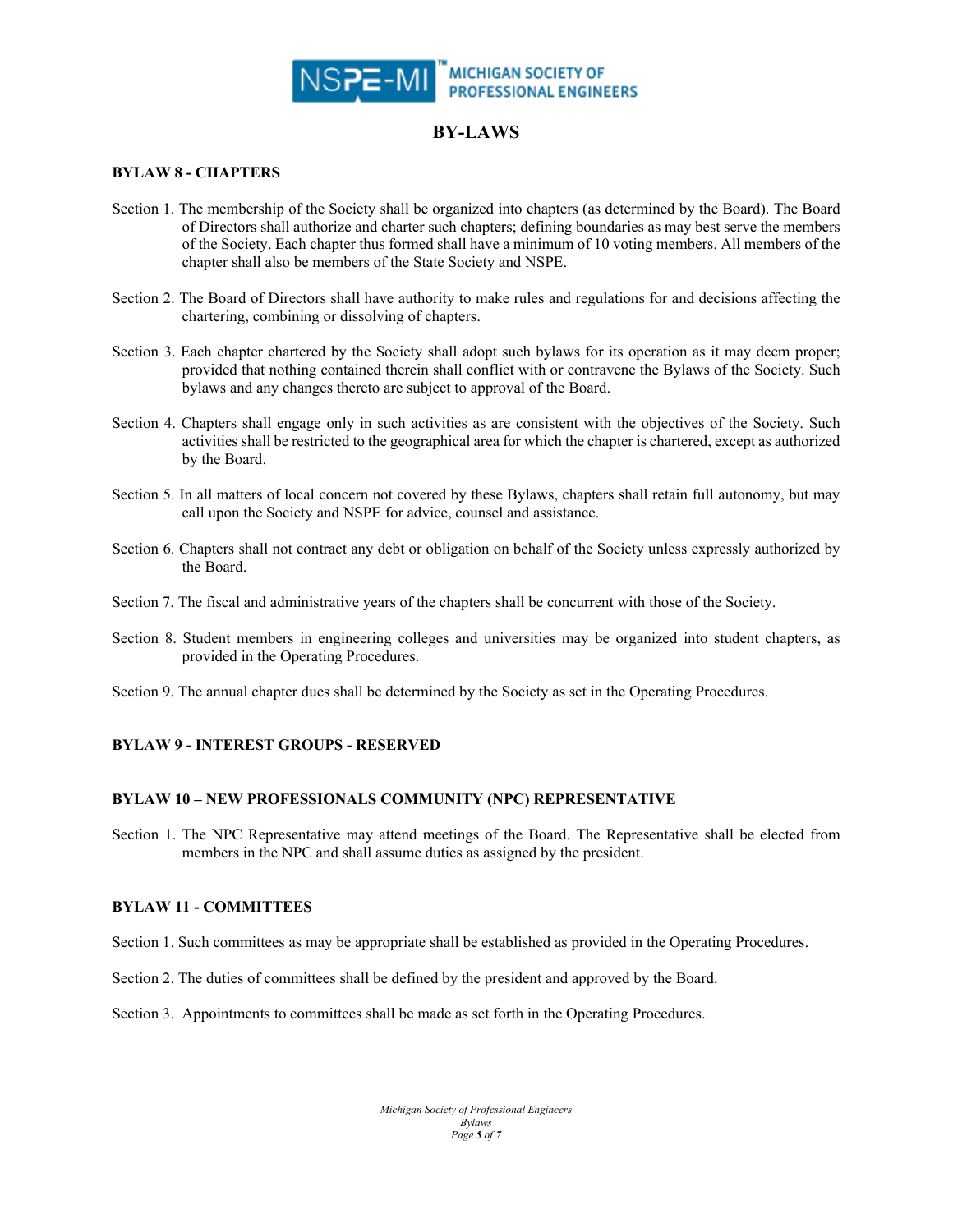# BY-LAWS

## BYLAW 8 - CHAPTERS

Section 1. The membership of the Society shall be organized into chapters (as determined by the Board). The Board of Directors shall authorize and charter such chapters; defining boundaries as may best serve the members of the Society. Each chapter thus formed shall have a minimum of 10 voting members. All members of the chapter shall also be members of the State Society and NSPE.

Section 2. The Board of Directors shall have authority to make rules and regulations for and decisions affecting the chartering, combining or dissolving of chapters.

Section 3. Each chapter chartered by the Society shall adopt such bylaws for its operation as it may deem proper; provided that nothing contained therein shall conflict with or contravene the Bylaws of the Society. Such bylaws and any changes thereto are subject to approval of the Board.

Section 4. Chapters shall engage only in such activities as are consistent with the objectives of the Society. Such activities shall be restricted to the geographical area for which the chapter is chartered, except as authorized by the Board.

Section 5. In all matters of local concern not covered by these Bylaws, chapters shall retain full autonomy, but may call upon the Society and NSPE for advice, counsel and assistance.

Section 6. Chapters shall not contract any debt or obligation on behalf of the Society unless expressly authorized by the Board.

Section 7. The fiscal and administrative years of the chapters shall be concurrent with those of the Society.

Section 8. Student members in engineering colleges and universities may be organized into student chapters, as provided in the Operating Procedures.

Section 9. The annual chapter dues shall be determined by the Society as set in the Operating Procedures.

## BYLAW 9 - INTEREST GROUPS - RESERVED

## BYLAW 10 – NEW PROFESSIONALS COMMUNITY (NPC) REPRESENTATIVE

Section 1. The NPC Representative may attend meetings of the Board. The Representative shall be elected from members in the NPC and shall assume duties as assigned by the president.

## BYLAW 11 - COMMITTEES

Section 1. Such committees as may be appropriate shall be established as provided in the Operating Procedures.

Section 2. The duties of committees shall be defined by the president and approved by the Board.

Section 3. Appointments to committees shall be made as set forth in the Operating Procedures.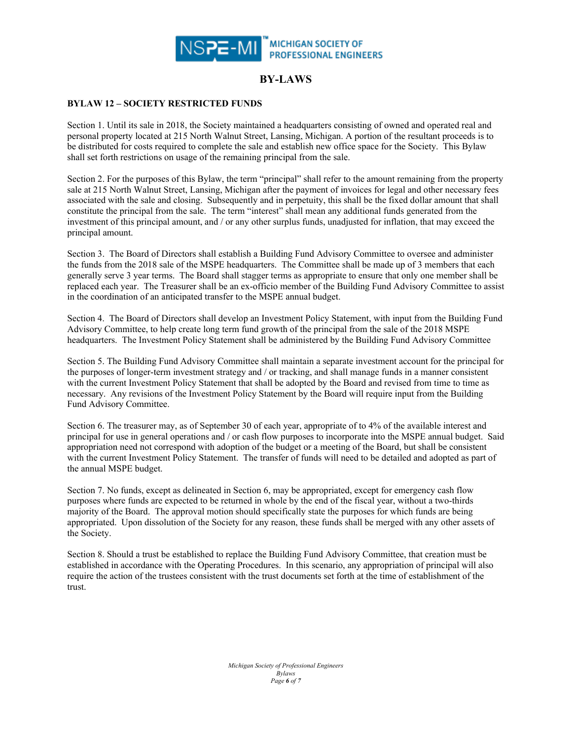# BY-LAWS

**BYLAW 12 – SOCIETY RESTRICTED FUNDS**

Section 1. Until its sale in 2018, the Society maintained a headquarters consisting of owned and operated real and personal property located at 215 North Walnut Street, Lansing, Michigan. A portion of the resultant proceeds is to be distributed for costs required to complete the sale and establish new office space for the Society. This Bylaw shall set forth restrictions on usage of the remaining principal from the sale.

Section 2. For the purposes of this Bylaw, the term "principal" shall refer to the amount remaining from the property sale at 215 North Walnut Street, Lansing, Michigan after the payment of invoices for legal and other necessary fees associated with the sale and closing. Subsequently and in perpetuity, this shall be the fixed dollar amount that shall constitute the principal from the sale. The term "interest" shall mean any additional funds generated from the investment of this principal amount, and / or any other surplus funds, unadjusted for inflation, that may exceed the principal amount.

Section 3. The Board of Directors shall establish a Building Fund Advisory Committee to oversee and administer the funds from the 2018 sale of the MSPE headquarters. The Committee shall be made up of 3 members that each generally serve 3 year terms. The Board shall stagger terms as appropriate to ensure that only one member shall be replaced each year. The Treasurer shall be an ex-officio member of the Building Fund Advisory Committee to assist in the coordination of an anticipated transfer to the MSPE annual budget.

Section 4. The Board of Directors shall develop an Investment Policy Statement, with input from the Building Fund Advisory Committee, to help create long term fund growth of the principal from the sale of the 2018 MSPE headquarters. The Investment Policy Statement shall be administered by the Building Fund Advisory Committee

Section 5. The Building Fund Advisory Committee shall maintain a separate investment account for the principal for the purposes of longer-term investment strategy and / or tracking, and shall manage funds in a manner consistent with the current Investment Policy Statement that shall be adopted by the Board and revised from time to time as necessary. Any revisions of the Investment Policy Statement by the Board will require input from the Building Fund Advisory Committee.

Section 6. The treasurer may, as of September 30 of each year, appropriate of to 4% of the available interest and principal for use in general operations and / or cash flow purposes to incorporate into the MSPE annual budget. Said appropriation need not correspond with adoption of the budget or a meeting of the Board, but shall be consistent with the current Investment Policy Statement. The transfer of funds will need to be detailed and adopted as part of the annual MSPE budget.

Section 7. No funds, except as delineated in Section 6, may be appropriated, except for emergency cash flow purposes where funds are expected to be returned in whole by the end of the fiscal year, without a two-thirds majority of the Board. The approval motion should specifically state the purposes for which funds are being appropriated. Upon dissolution of the Society for any reason, these funds shall be merged with any other assets of the Society.

Section 8. Should a trust be established to replace the Building Fund Advisory Committee, that creation must be established in accordance with the Operating Procedures. In this scenario, any appropriation of principal will also require the action of the trustees consistent with the trust documents set forth at the time of establishment of the trust.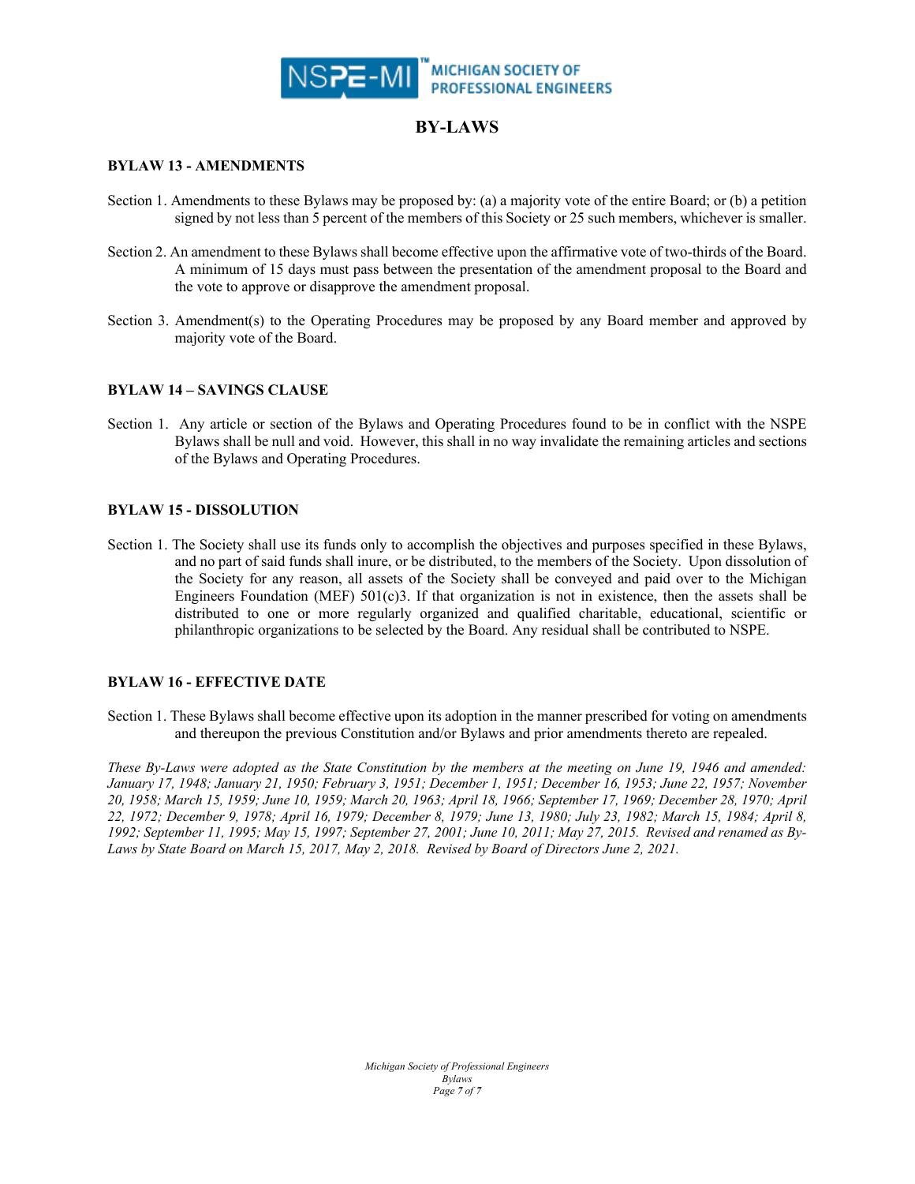# BY-LAWS

## BYLAW 13 - AMENDMENTS

Section 1. Amendments to these Bylaws may be proposed by: (a) a majority vote of the entire Board; or (b) a petition signed by not less than 5 percent of the members of this Society or 25 such members, whichever is smaller.

Section 2. An amendment to these Bylaws shall become effective upon the affirmative vote of two-thirds of the Board. A minimum of 15 days must pass between the presentation of the amendment proposal to the Board and the vote to approve or disapprove the amendment proposal.

Section 3. Amendment(s) to the Operating Procedures may be proposed by any Board member and approved by majority vote of the Board.

## BYLAW 14 – SAVINGS CLAUSE

Section 1. Any article or section of the Bylaws and Operating Procedures found to be in conflict with the NSPE Bylaws shall be null and void. However, this shall in no way invalidate the remaining articles and sections of the Bylaws and Operating Procedures.

## BYLAW 15 - DISSOLUTION

Section 1. The Society shall use its funds only to accomplish the objectives and purposes specified in these Bylaws, and no part of said funds shall inure, or be distributed, to the members of the Society. Upon dissolution of the Society for any reason, all assets of the Society shall be conveyed and paid over to the Michigan Engineers Foundation (MEF) 501(c)3. If that organization is not in existence, then the assets shall be distributed to one or more regularly organized and qualified charitable, educational, scientific or philanthropic organizations to be selected by the Board. Any residual shall be contributed to NSPE.

## BYLAW 16 - EFFECTIVE DATE

Section 1. These Bylaws shall become effective upon its adoption in the manner prescribed for voting on amendments and thereupon the previous Constitution and/or Bylaws and prior amendments thereto are repealed.

*These By-Laws were adopted as the State Constitution by the members at the meeting on June 19, 1946 and amended: January 17, 1948; January 21, 1950; February 3, 1951; December 1, 1951; December 16, 1953; June 22, 1957; November 20, 1958; March 15, 1959; June 10, 1959; March 20, 1963; April 18, 1966; September 17, 1969; December 28, 1970; April 22, 1972; December 9, 1978; April 16, 1979; December 8, 1979; June 13, 1980; July 23, 1982; March 15, 1984; April 8, 1992; September 11, 1995; May 15, 1997; September 27, 2001; June 10, 2011; May 27, 2015. Revised and renamed as By-Laws by State Board on March 15, 2017, May 2, 2018. Revised by Board of Directors June 2, 2021.*